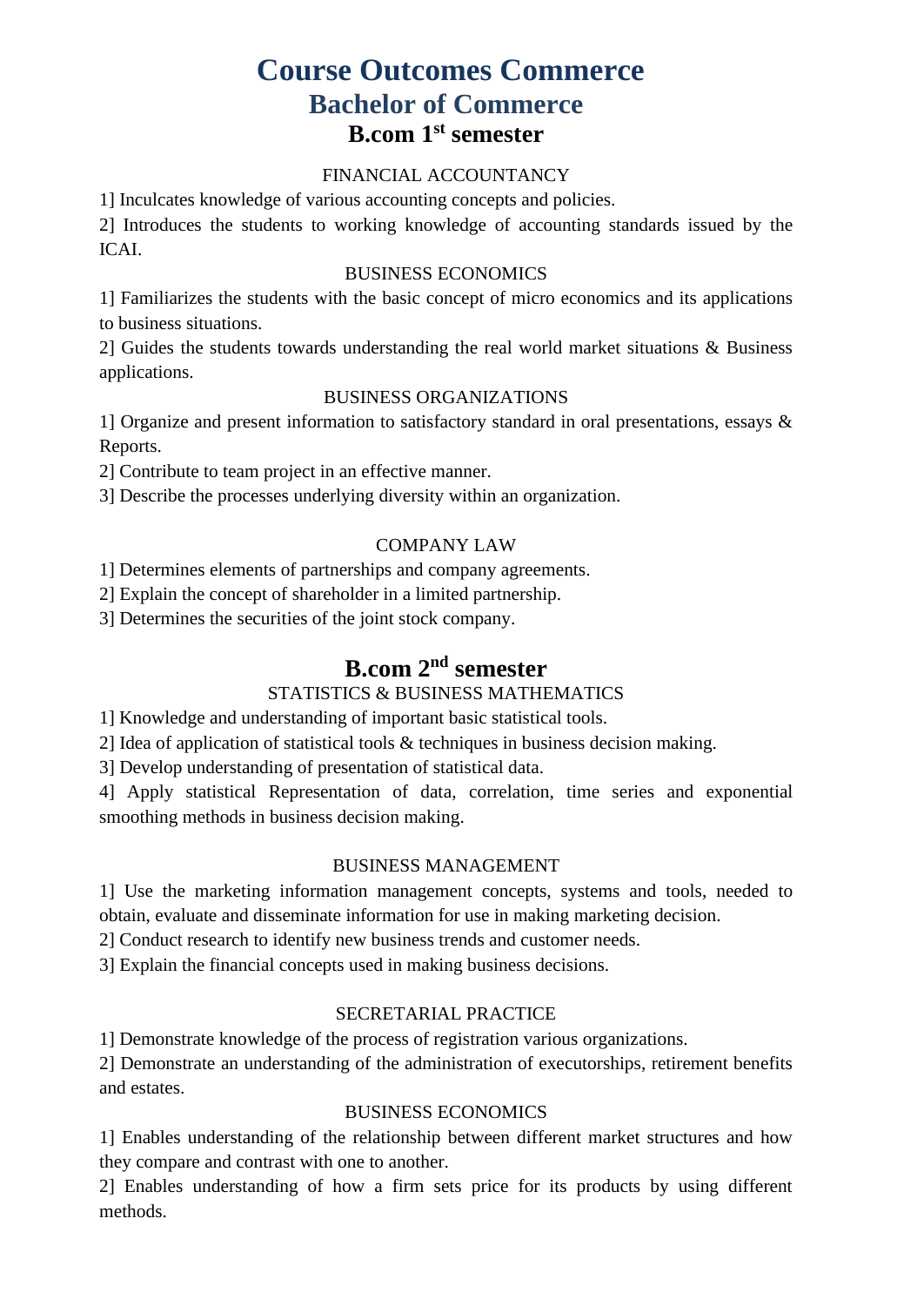# Course Outcomes Commerce

## Bachelor of Commerce

### B.com 1st semester

FINANCIAL ACCOUNTANCY

1] Inculcates knowledge of various accounting concepts and policies.

2] Introduces the students to working knowledge of accounting standards issued by the ICAI.

BUSINESS ECONOMICS

1] Familiarizes the students with the basic concept of micro economics and its applications to business situations.

2] Guides the students towards understanding the real world market situations & Business applications.

BUSINESS ORGANIZATIONS

1] Organize and present information to satisfactory standard in oral presentations, essays & Reports.

2] Contribute to team project in an effective manner.

3] Describe the processes underlying diversity within an organization.

COMPANY LAW

1] Determines elements of partnerships and company agreements.

2] Explain the concept of shareholder in a limited partnership.

3] Determines the securities of the joint stock company.

### B.com 2nd semester

STATISTICS & BUSINESS MATHEMATICS

1] Knowledge and understanding of important basic statistical tools.

2] Idea of application of statistical tools & techniques in business decision making.

3] Develop understanding of presentation of statistical data.

4] Apply statistical Representation of data, correlation, time series and exponential smoothing methods in business decision making.

BUSINESS MANAGEMENT

1] Use the marketing information management concepts, systems and tools, needed to obtain, evaluate and disseminate information for use in making marketing decision.

2] Conduct research to identify new business trends and customer needs.

3] Explain the financial concepts used in making business decisions.

SECRETARIAL PRACTICE

1] Demonstrate knowledge of the process of registration various organizations.

2] Demonstrate an understanding of the administration of executorships, retirement benefits and estates.

BUSINESS ECONOMICS

1] Enables understanding of the relationship between different market structures and how they compare and contrast with one to another.

2] Enables understanding of how a firm sets price for its products by using different methods.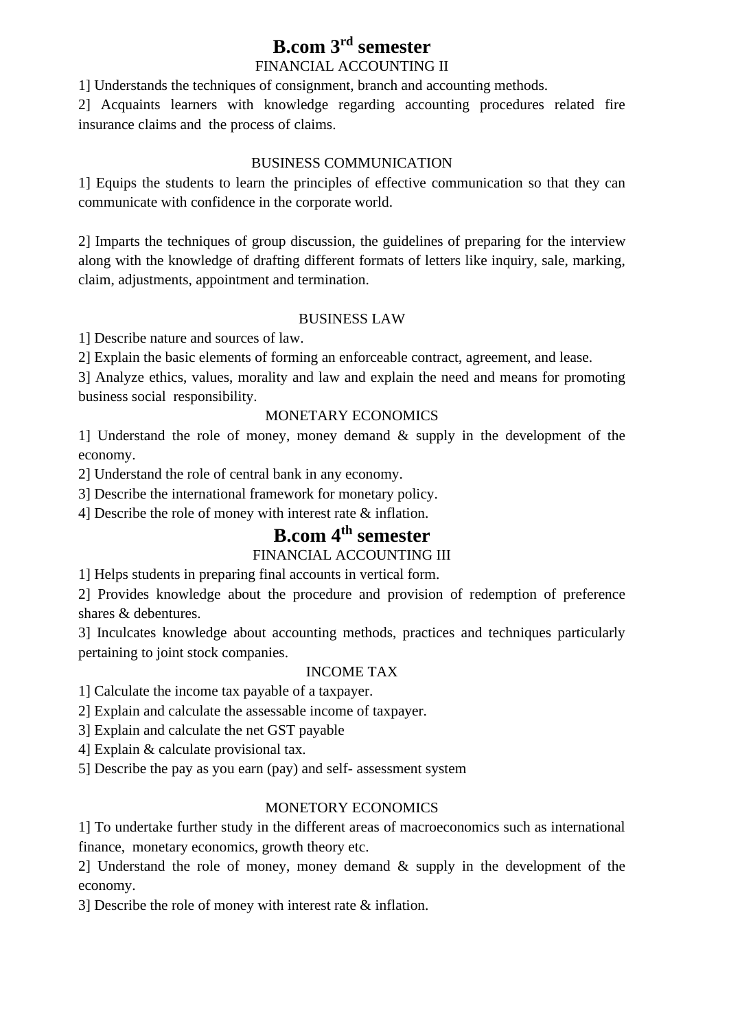# B.com 3$^{rd}$ semester

### FINANCIAL ACCOUNTING II

1] Understands the techniques of consignment, branch and accounting methods.

2] Acquaints learners with knowledge regarding accounting procedures related fire insurance claims and the process of claims.

### BUSINESS COMMUNICATION

1] Equips the students to learn the principles of effective communication so that they can communicate with confidence in the corporate world.

2] Imparts the techniques of group discussion, the guidelines of preparing for the interview along with the knowledge of drafting different formats of letters like inquiry, sale, marking, claim, adjustments, appointment and termination.

### BUSINESS LAW

1] Describe nature and sources of law.

2] Explain the basic elements of forming an enforceable contract, agreement, and lease.

3] Analyze ethics, values, morality and law and explain the need and means for promoting business social responsibility.

### MONETARY ECONOMICS

1] Understand the role of money, money demand & supply in the development of the economy.

2] Understand the role of central bank in any economy.

3] Describe the international framework for monetary policy.

4] Describe the role of money with interest rate & inflation.

# B.com 4$^{th}$ semester

### FINANCIAL ACCOUNTING III

1] Helps students in preparing final accounts in vertical form.

2] Provides knowledge about the procedure and provision of redemption of preference shares & debentures.

3] Inculcates knowledge about accounting methods, practices and techniques particularly pertaining to joint stock companies.

### INCOME TAX

1] Calculate the income tax payable of a taxpayer.

2] Explain and calculate the assessable income of taxpayer.

3] Explain and calculate the net GST payable

4] Explain & calculate provisional tax.

5] Describe the pay as you earn (pay) and self- assessment system

### MONETORY ECONOMICS

1] To undertake further study in the different areas of macroeconomics such as international finance, monetary economics, growth theory etc.

2] Understand the role of money, money demand & supply in the development of the economy.

3] Describe the role of money with interest rate & inflation.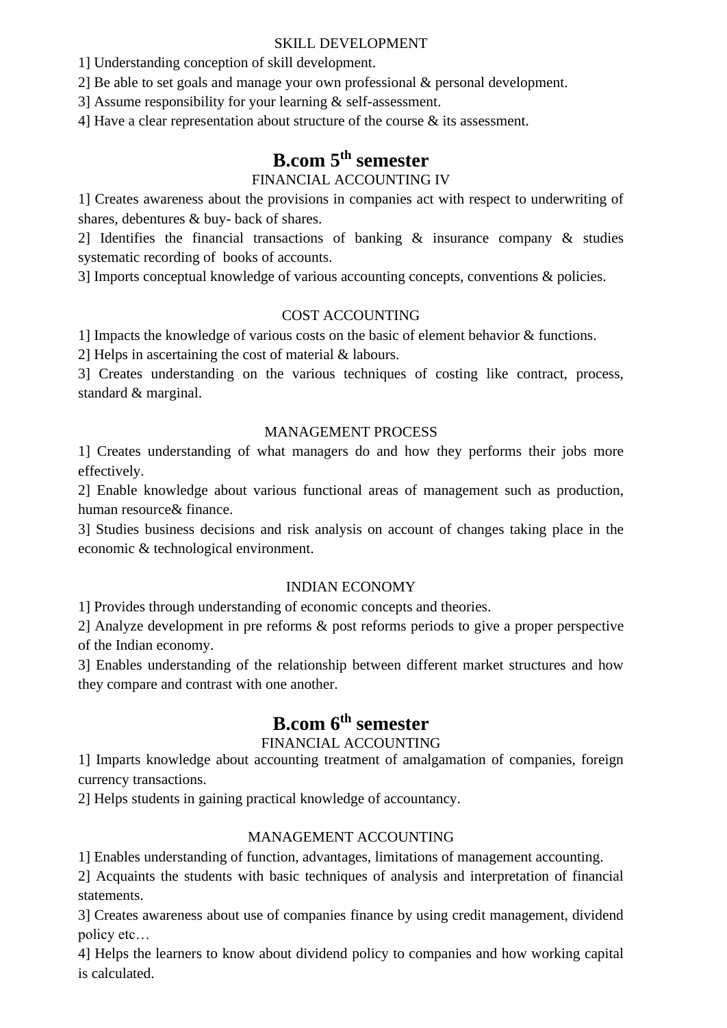SKILL DEVELOPMENT

1] Understanding conception of skill development.

2] Be able to set goals and manage your own professional & personal development.

3] Assume responsibility for your learning & self-assessment.

4] Have a clear representation about structure of the course & its assessment.

# B.com 5th semester

FINANCIAL ACCOUNTING IV

1] Creates awareness about the provisions in companies act with respect to underwriting of shares, debentures & buy- back of shares.

2] Identifies the financial transactions of banking & insurance company & studies systematic recording of books of accounts.

3] Imports conceptual knowledge of various accounting concepts, conventions & policies.

COST ACCOUNTING

1] Impacts the knowledge of various costs on the basic of element behavior & functions.

2] Helps in ascertaining the cost of material & labours.

3] Creates understanding on the various techniques of costing like contract, process, standard & marginal.

MANAGEMENT PROCESS

1] Creates understanding of what managers do and how they performs their jobs more effectively.

2] Enable knowledge about various functional areas of management such as production, human resource& finance.

3] Studies business decisions and risk analysis on account of changes taking place in the economic & technological environment.

INDIAN ECONOMY

1] Provides through understanding of economic concepts and theories.

2] Analyze development in pre reforms & post reforms periods to give a proper perspective of the Indian economy.

3] Enables understanding of the relationship between different market structures and how they compare and contrast with one another.

# B.com 6th semester

FINANCIAL ACCOUNTING

1] Imparts knowledge about accounting treatment of amalgamation of companies, foreign currency transactions.

2] Helps students in gaining practical knowledge of accountancy.

MANAGEMENT ACCOUNTING

1] Enables understanding of function, advantages, limitations of management accounting.

2] Acquaints the students with basic techniques of analysis and interpretation of financial statements.

3] Creates awareness about use of companies finance by using credit management, dividend policy etc…

4] Helps the learners to know about dividend policy to companies and how working capital is calculated.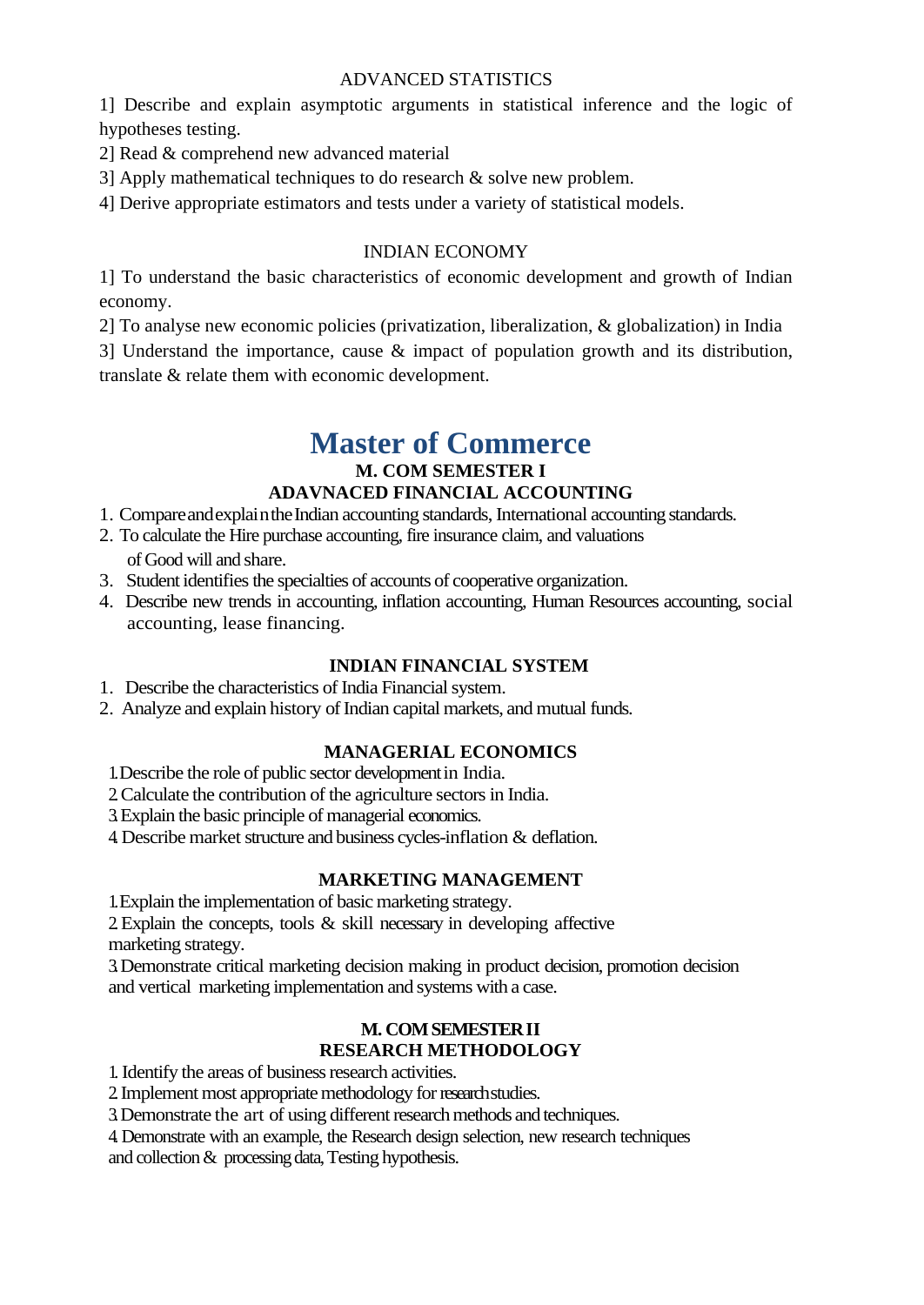### ADVANCED STATISTICS

1] Describe and explain asymptotic arguments in statistical inference and the logic of hypotheses testing.

2] Read & comprehend new advanced material

3] Apply mathematical techniques to do research & solve new problem.

4] Derive appropriate estimators and tests under a variety of statistical models.

### INDIAN ECONOMY

1] To understand the basic characteristics of economic development and growth of Indian economy.

2] To analyse new economic policies (privatization, liberalization, & globalization) in India

3] Understand the importance, cause & impact of population growth and its distribution, translate & relate them with economic development.

# Master of Commerce

## M. COM SEMESTER I

### ADAVNACED FINANCIAL ACCOUNTING

1. Compare and explain the Indian accounting standards, International accounting standards.
2. To calculate the Hire purchase accounting, fire insurance claim, and valuations of Good will and share.
3. Student identifies the specialties of accounts of cooperative organization.
4. Describe new trends in accounting, inflation accounting, Human Resources accounting, social accounting, lease financing.

### INDIAN FINANCIAL SYSTEM

1. Describe the characteristics of India Financial system.
2. Analyze and explain history of Indian capital markets, and mutual funds.

### MANAGERIAL ECONOMICS

1. Describe the role of public sector development in India.
2. Calculate the contribution of the agriculture sectors in India.
3. Explain the basic principle of managerial economics.
4. Describe market structure and business cycles-inflation & deflation.

### MARKETING MANAGEMENT

1. Explain the implementation of basic marketing strategy.
2. Explain the concepts, tools & skill necessary in developing affective marketing strategy.
3. Demonstrate critical marketing decision making in product decision, promotion decision and vertical marketing implementation and systems with a case.

## M. COM SEMESTER II

### RESEARCH METHODOLOGY

1. Identify the areas of business research activities.
2. Implement most appropriate methodology for research studies.
3. Demonstrate the art of using different research methods and techniques.
4. Demonstrate with an example, the Research design selection, new research techniques and collection & processing data, Testing hypothesis.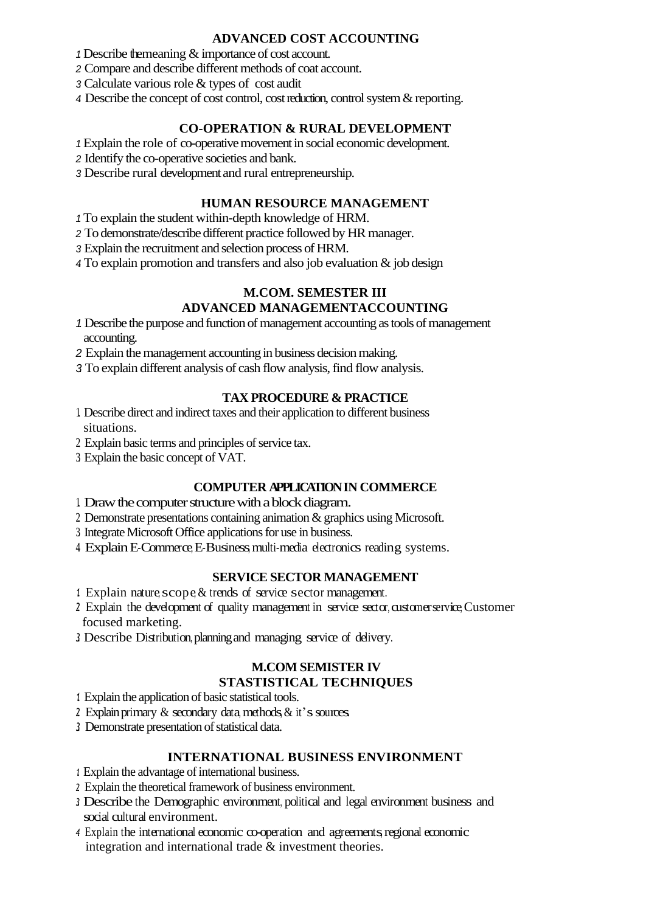## ADVANCED COST ACCOUNTING

1. Describe themeaning & importance of cost account.
2. Compare and describe different methods of coat account.
3. Calculate various role & types of cost audit
4. Describe the concept of cost control, cost reduction, control system & reporting.

## CO-OPERATION & RURAL DEVELOPMENT

1. Explain the role of co-operative movement in social economic development.
2. Identify the co-operative societies and bank.
3. Describe rural development and rural entrepreneurship.

## HUMAN RESOURCE MANAGEMENT

1. To explain the student within-depth knowledge of HRM.
2. To demonstrate/describe different practice followed by HR manager.
3. Explain the recruitment and selection process of HRM.
4. To explain promotion and transfers and also job evaluation & job design

## M.COM. SEMESTER III

## ADVANCED MANAGEMENTACCOUNTING

1. Describe the purpose and function of management accounting as tools of management accounting.
2. Explain the management accounting in business decision making.
3. To explain different analysis of cash flow analysis, find flow analysis.

## TAX PROCEDURE & PRACTICE

1. Describe direct and indirect taxes and their application to different business situations.
2. Explain basic terms and principles of service tax.
3. Explain the basic concept of VAT.

## COMPUTER APPLICATION IN COMMERCE

1. Draw the computer structure with a block diagram.
2. Demonstrate presentations containing animation & graphics using Microsoft.
3. Integrate Microsoft Office applications for use in business.
4. Explain E-Commerce, E-Business, multi-media electronics reading systems.

## SERVICE SECTOR MANAGEMENT

1. Explain nature, scope, & trends of service sector management.
2. Explain the development of quality management in service sector, customer service, Customer focused marketing.
3. Describe Distribution, planning and managing service of delivery.

## M.COM SEMISTER IV

## STASTISTICAL TECHNIQUES

1. Explain the application of basic statistical tools.
2. Explain primary & secondary data, methods, & it's sources.
3. Demonstrate presentation of statistical data.

## INTERNATIONAL BUSINESS ENVIRONMENT

1. Explain the advantage of international business.
2. Explain the theoretical framework of business environment.
3. Describe the Demographic environment, political and legal environment business and social cultural environment.
4. Explain the international economic co-operation and agreements, regional economic integration and international trade & investment theories.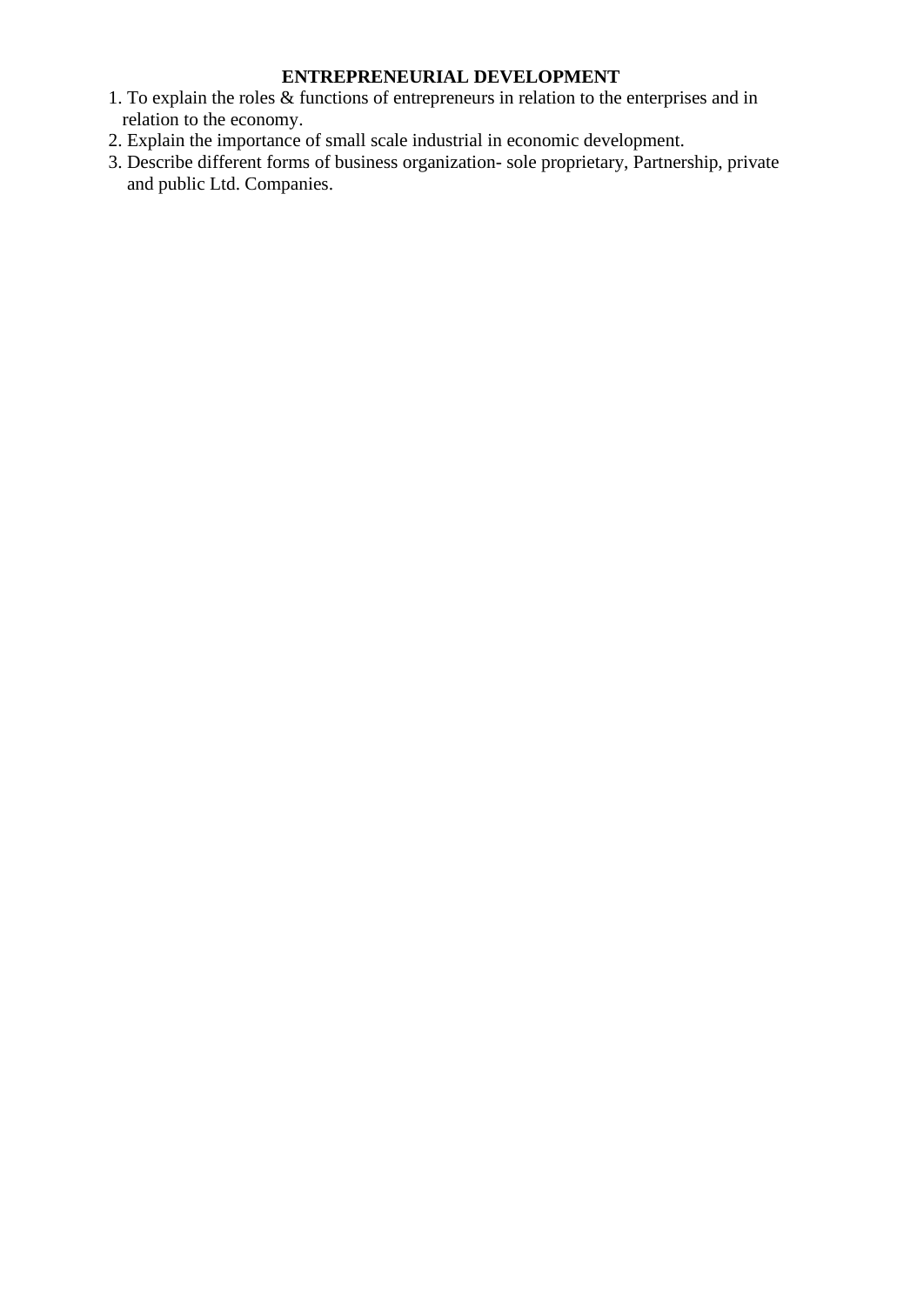**ENTREPRENEURIAL DEVELOPMENT**

1. To explain the roles & functions of entrepreneurs in relation to the enterprises and in relation to the economy.
2. Explain the importance of small scale industrial in economic development.
3. Describe different forms of business organization- sole proprietary, Partnership, private and public Ltd. Companies.